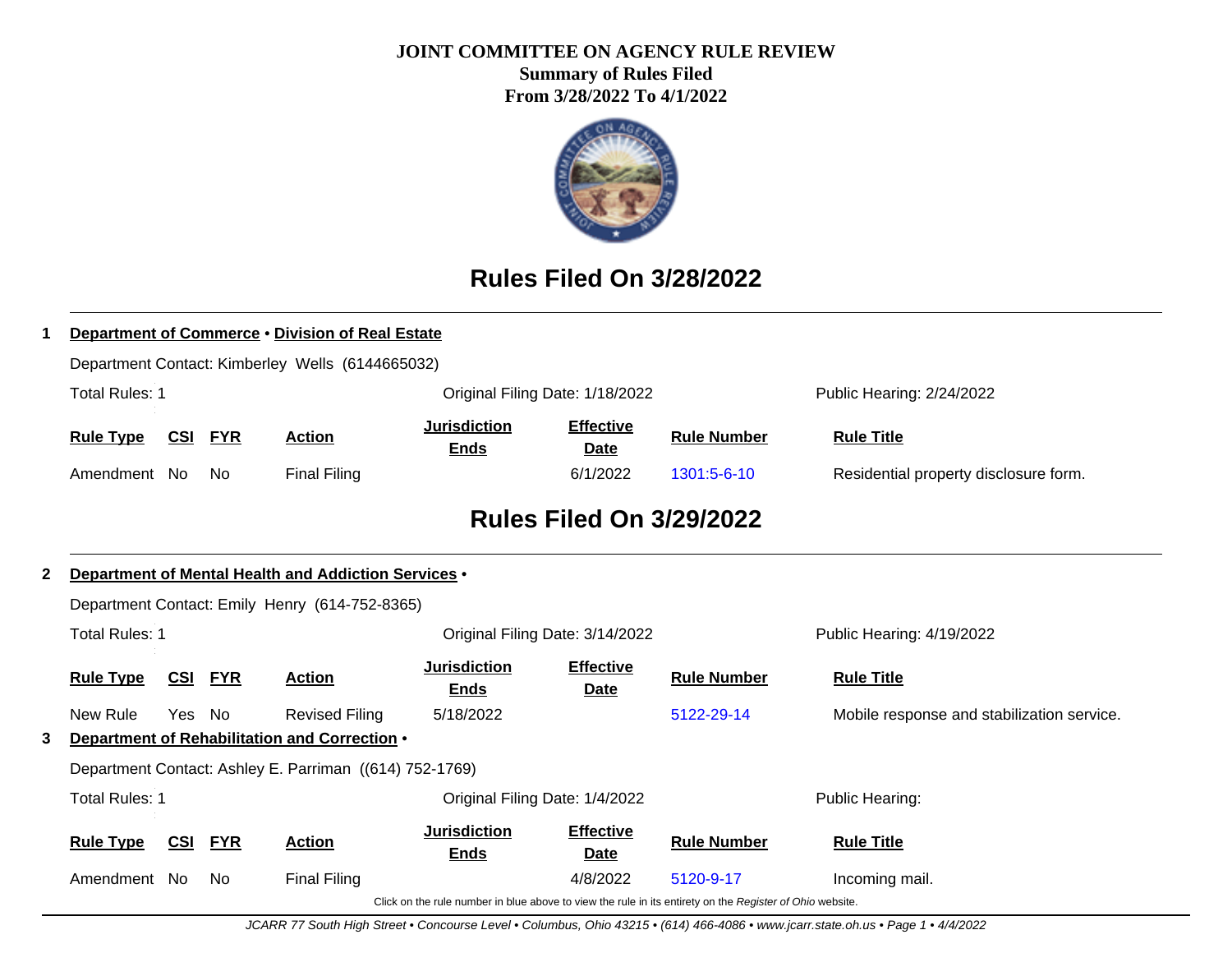# JOINT COMMITTEE ON AGENCY RULE REVIEW

**Summary of Rules Filed**

**From 3/28/2022 To 4/1/2022**

## Rules Filed On 3/28/2022

**1** **Department of Commerce** • **Division of Real Estate**

Department Contact: Kimberley Wells (6144665032)

Total Rules: 1 | Original Filing Date: 1/18/2022 | Public Hearing: 2/24/2022

| Rule Type | CSI | FYR | Action | Jurisdiction Ends | Effective Date | Rule Number | Rule Title |
|---|---|---|---|---|---|---|---|
| Amendment | No | No | Final Filing | | 6/1/2022 | 1301:5-6-10 | Residential property disclosure form. |

## Rules Filed On 3/29/2022

**2** **Department of Mental Health and Addiction Services** •

Department Contact: Emily Henry (614-752-8365)

Total Rules: 1 | Original Filing Date: 3/14/2022 | Public Hearing: 4/19/2022

| Rule Type | CSI | FYR | Action | Jurisdiction Ends | Effective Date | Rule Number | Rule Title |
|---|---|---|---|---|---|---|---|
| New Rule | Yes | No | Revised Filing | 5/18/2022 | | 5122-29-14 | Mobile response and stabilization service. |

**3** **Department of Rehabilitation and Correction** •

Department Contact: Ashley E. Parriman ((614) 752-1769)

Total Rules: 1 | Original Filing Date: 1/4/2022 | Public Hearing:

| Rule Type | CSI | FYR | Action | Jurisdiction Ends | Effective Date | Rule Number | Rule Title |
|---|---|---|---|---|---|---|---|
| Amendment | No | No | Final Filing | | 4/8/2022 | 5120-9-17 | Incoming mail. |

Click on the rule number in blue above to view the rule in its entirety on the *Register of Ohio* website.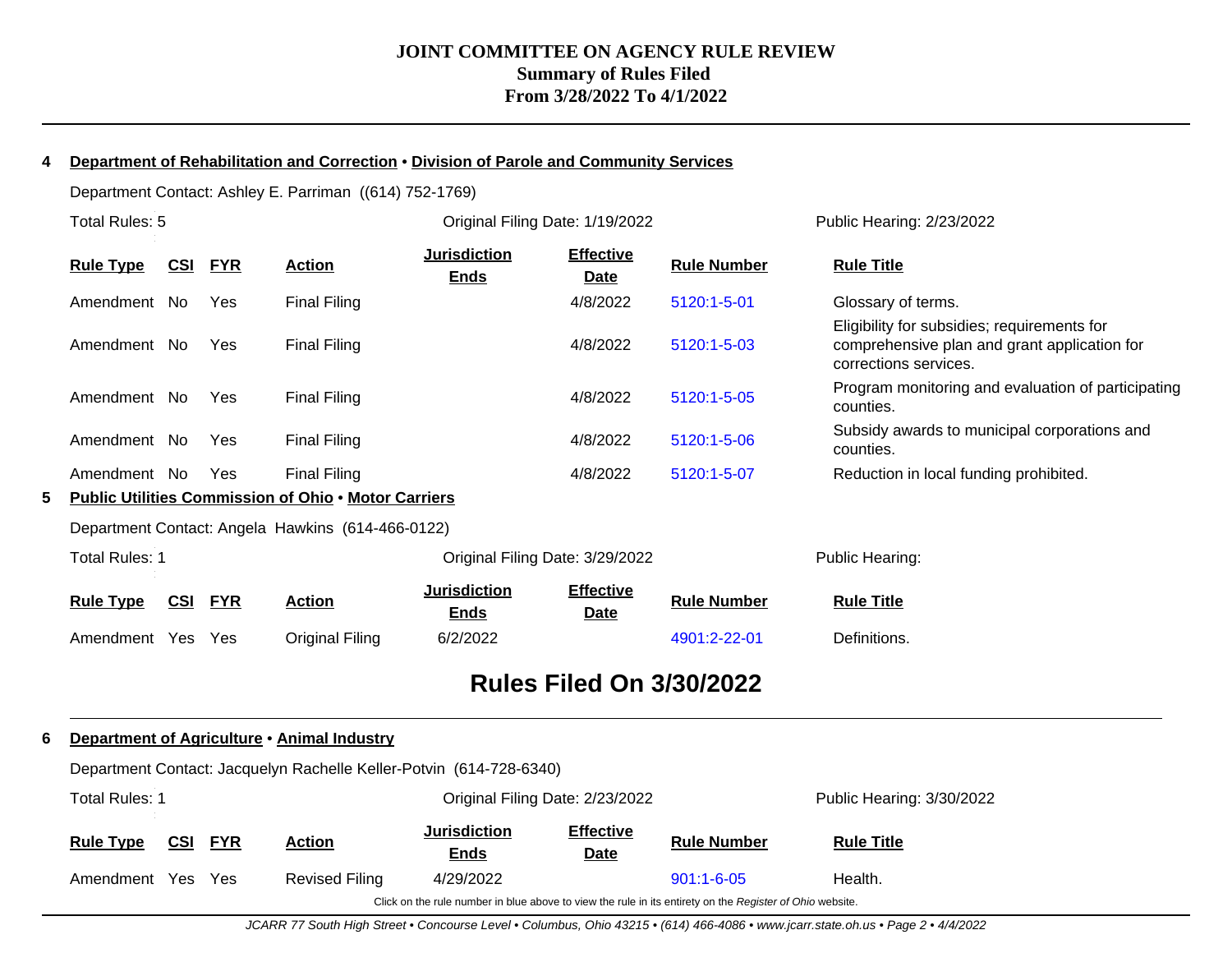# JOINT COMMITTEE ON AGENCY RULE REVIEW
## Summary of Rules Filed
## From 3/28/2022 To 4/1/2022

**4 Department of Rehabilitation and Correction • Division of Parole and Community Services**

Department Contact: Ashley E. Parriman ((614) 752-1769)

Total Rules: 5 | Original Filing Date: 1/19/2022 | Public Hearing: 2/23/2022

| Rule Type | CSI | FYR | Action | Jurisdiction Ends | Effective Date | Rule Number | Rule Title |
|---|---|---|---|---|---|---|---|
| Amendment | No | Yes | Final Filing | | 4/8/2022 | 5120:1-5-01 | Glossary of terms. |
| Amendment | No | Yes | Final Filing | | 4/8/2022 | 5120:1-5-03 | Eligibility for subsidies; requirements for comprehensive plan and grant application for corrections services. |
| Amendment | No | Yes | Final Filing | | 4/8/2022 | 5120:1-5-05 | Program monitoring and evaluation of participating counties. |
| Amendment | No | Yes | Final Filing | | 4/8/2022 | 5120:1-5-06 | Subsidy awards to municipal corporations and counties. |
| Amendment | No | Yes | Final Filing | | 4/8/2022 | 5120:1-5-07 | Reduction in local funding prohibited. |

**5 Public Utilities Commission of Ohio • Motor Carriers**

Department Contact: Angela Hawkins (614-466-0122)

Total Rules: 1 | Original Filing Date: 3/29/2022 | Public Hearing:

| Rule Type | CSI | FYR | Action | Jurisdiction Ends | Effective Date | Rule Number | Rule Title |
|---|---|---|---|---|---|---|---|
| Amendment | Yes | Yes | Original Filing | 6/2/2022 | | 4901:2-22-01 | Definitions. |

## Rules Filed On 3/30/2022

**6 Department of Agriculture • Animal Industry**

Department Contact: Jacquelyn Rachelle Keller-Potvin (614-728-6340)

Total Rules: 1 | Original Filing Date: 2/23/2022 | Public Hearing: 3/30/2022

| Rule Type | CSI | FYR | Action | Jurisdiction Ends | Effective Date | Rule Number | Rule Title |
|---|---|---|---|---|---|---|---|
| Amendment | Yes | Yes | Revised Filing | 4/29/2022 | | 901:1-6-05 | Health. |

Click on the rule number in blue above to view the rule in its entirety on the *Register of Ohio* website.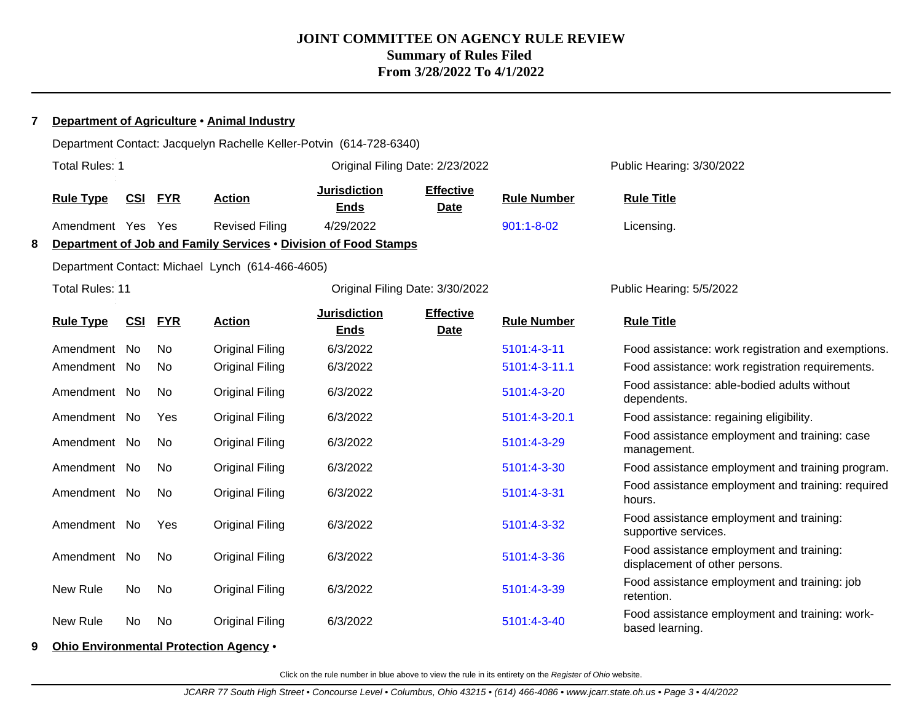# JOINT COMMITTEE ON AGENCY RULE REVIEW
**Summary of Rules Filed**
**From 3/28/2022 To 4/1/2022**

**7 Department of Agriculture • Animal Industry**

Department Contact: Jacquelyn Rachelle Keller-Potvin (614-728-6340)

Total Rules: 1 | Original Filing Date: 2/23/2022 | Public Hearing: 3/30/2022

| Rule Type | CSI | FYR | Action | Jurisdiction Ends | Effective Date | Rule Number | Rule Title |
|---|---|---|---|---|---|---|---|
| Amendment | Yes | Yes | Revised Filing | 4/29/2022 | | 901:1-8-02 | Licensing. |

**8 Department of Job and Family Services • Division of Food Stamps**

Department Contact: Michael Lynch (614-466-4605)

Total Rules: 11 | Original Filing Date: 3/30/2022 | Public Hearing: 5/5/2022

| Rule Type | CSI | FYR | Action | Jurisdiction Ends | Effective Date | Rule Number | Rule Title |
|---|---|---|---|---|---|---|---|
| Amendment | No | No | Original Filing | 6/3/2022 | | 5101:4-3-11 | Food assistance: work registration and exemptions. |
| Amendment | No | No | Original Filing | 6/3/2022 | | 5101:4-3-11.1 | Food assistance: work registration requirements. |
| Amendment | No | No | Original Filing | 6/3/2022 | | 5101:4-3-20 | Food assistance: able-bodied adults without dependents. |
| Amendment | No | Yes | Original Filing | 6/3/2022 | | 5101:4-3-20.1 | Food assistance: regaining eligibility. |
| Amendment | No | No | Original Filing | 6/3/2022 | | 5101:4-3-29 | Food assistance employment and training: case management. |
| Amendment | No | No | Original Filing | 6/3/2022 | | 5101:4-3-30 | Food assistance employment and training program. |
| Amendment | No | No | Original Filing | 6/3/2022 | | 5101:4-3-31 | Food assistance employment and training: required hours. |
| Amendment | No | Yes | Original Filing | 6/3/2022 | | 5101:4-3-32 | Food assistance employment and training: supportive services. |
| Amendment | No | No | Original Filing | 6/3/2022 | | 5101:4-3-36 | Food assistance employment and training: displacement of other persons. |
| New Rule | No | No | Original Filing | 6/3/2022 | | 5101:4-3-39 | Food assistance employment and training: job retention. |
| New Rule | No | No | Original Filing | 6/3/2022 | | 5101:4-3-40 | Food assistance employment and training: work-based learning. |

**9 Ohio Environmental Protection Agency •**

Click on the rule number in blue above to view the rule in its entirety on the *Register of Ohio* website.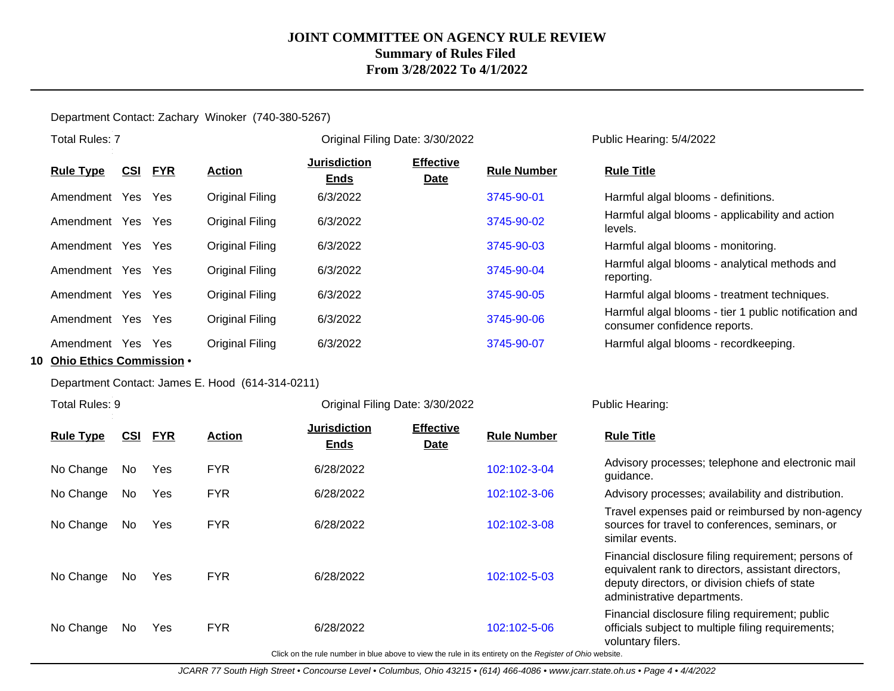Department Contact: Zachary Winoker (740-380-5267)

Total Rules: 7 | Original Filing Date: 3/30/2022 | Public Hearing: 5/4/2022

| Rule Type | CSI | FYR | Action | Jurisdiction Ends | Effective Date | Rule Number | Rule Title |
|---|---|---|---|---|---|---|---|
| Amendment | Yes | Yes | Original Filing | 6/3/2022 | | 3745-90-01 | Harmful algal blooms - definitions. |
| Amendment | Yes | Yes | Original Filing | 6/3/2022 | | 3745-90-02 | Harmful algal blooms - applicability and action levels. |
| Amendment | Yes | Yes | Original Filing | 6/3/2022 | | 3745-90-03 | Harmful algal blooms - monitoring. |
| Amendment | Yes | Yes | Original Filing | 6/3/2022 | | 3745-90-04 | Harmful algal blooms - analytical methods and reporting. |
| Amendment | Yes | Yes | Original Filing | 6/3/2022 | | 3745-90-05 | Harmful algal blooms - treatment techniques. |
| Amendment | Yes | Yes | Original Filing | 6/3/2022 | | 3745-90-06 | Harmful algal blooms - tier 1 public notification and consumer confidence reports. |
| Amendment | Yes | Yes | Original Filing | 6/3/2022 | | 3745-90-07 | Harmful algal blooms - recordkeeping. |

## 10 Ohio Ethics Commission •

Department Contact: James E. Hood (614-314-0211)

Total Rules: 9 | Original Filing Date: 3/30/2022 | Public Hearing:

| Rule Type | CSI | FYR | Action | Jurisdiction Ends | Effective Date | Rule Number | Rule Title |
|---|---|---|---|---|---|---|---|
| No Change | No | Yes | FYR | 6/28/2022 | | 102:102-3-04 | Advisory processes; telephone and electronic mail guidance. |
| No Change | No | Yes | FYR | 6/28/2022 | | 102:102-3-06 | Advisory processes; availability and distribution. |
| No Change | No | Yes | FYR | 6/28/2022 | | 102:102-3-08 | Travel expenses paid or reimbursed by non-agency sources for travel to conferences, seminars, or similar events. |
| No Change | No | Yes | FYR | 6/28/2022 | | 102:102-5-03 | Financial disclosure filing requirement; persons of equivalent rank to directors, assistant directors, deputy directors, or division chiefs of state administrative departments. |
| No Change | No | Yes | FYR | 6/28/2022 | | 102:102-5-06 | Financial disclosure filing requirement; public officials subject to multiple filing requirements; voluntary filers. |

Click on the rule number in blue above to view the rule in its entirety on the *Register of Ohio* website.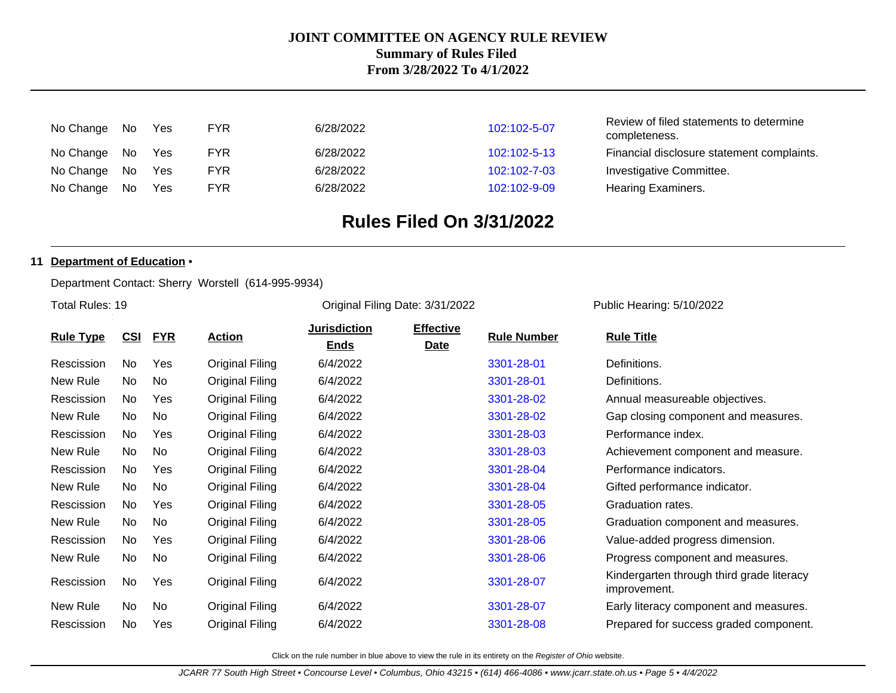| | | | | | | | |
|---|---|---|---|---|---|---|---|
| No Change | No | Yes | FYR | 6/28/2022 | | 102:102-5-07 | Review of filed statements to determine completeness. |
| No Change | No | Yes | FYR | 6/28/2022 | | 102:102-5-13 | Financial disclosure statement complaints. |
| No Change | No | Yes | FYR | 6/28/2022 | | 102:102-7-03 | Investigative Committee. |
| No Change | No | Yes | FYR | 6/28/2022 | | 102:102-9-09 | Hearing Examiners. |

# Rules Filed On 3/31/2022

**11 Department of Education •**

Department Contact: Sherry Worstell (614-995-9934)

Total Rules: 19 | Original Filing Date: 3/31/2022 | Public Hearing: 5/10/2022

| Rule Type | CSI | FYR | Action | Jurisdiction Ends | Effective Date | Rule Number | Rule Title |
|---|---|---|---|---|---|---|---|
| Rescission | No | Yes | Original Filing | 6/4/2022 | | 3301-28-01 | Definitions. |
| New Rule | No | No | Original Filing | 6/4/2022 | | 3301-28-01 | Definitions. |
| Rescission | No | Yes | Original Filing | 6/4/2022 | | 3301-28-02 | Annual measureable objectives. |
| New Rule | No | No | Original Filing | 6/4/2022 | | 3301-28-02 | Gap closing component and measures. |
| Rescission | No | Yes | Original Filing | 6/4/2022 | | 3301-28-03 | Performance index. |
| New Rule | No | No | Original Filing | 6/4/2022 | | 3301-28-03 | Achievement component and measure. |
| Rescission | No | Yes | Original Filing | 6/4/2022 | | 3301-28-04 | Performance indicators. |
| New Rule | No | No | Original Filing | 6/4/2022 | | 3301-28-04 | Gifted performance indicator. |
| Rescission | No | Yes | Original Filing | 6/4/2022 | | 3301-28-05 | Graduation rates. |
| New Rule | No | No | Original Filing | 6/4/2022 | | 3301-28-05 | Graduation component and measures. |
| Rescission | No | Yes | Original Filing | 6/4/2022 | | 3301-28-06 | Value-added progress dimension. |
| New Rule | No | No | Original Filing | 6/4/2022 | | 3301-28-06 | Progress component and measures. |
| Rescission | No | Yes | Original Filing | 6/4/2022 | | 3301-28-07 | Kindergarten through third grade literacy improvement. |
| New Rule | No | No | Original Filing | 6/4/2022 | | 3301-28-07 | Early literacy component and measures. |
| Rescission | No | Yes | Original Filing | 6/4/2022 | | 3301-28-08 | Prepared for success graded component. |

Click on the rule number in blue above to view the rule in its entirety on the *Register of Ohio* website.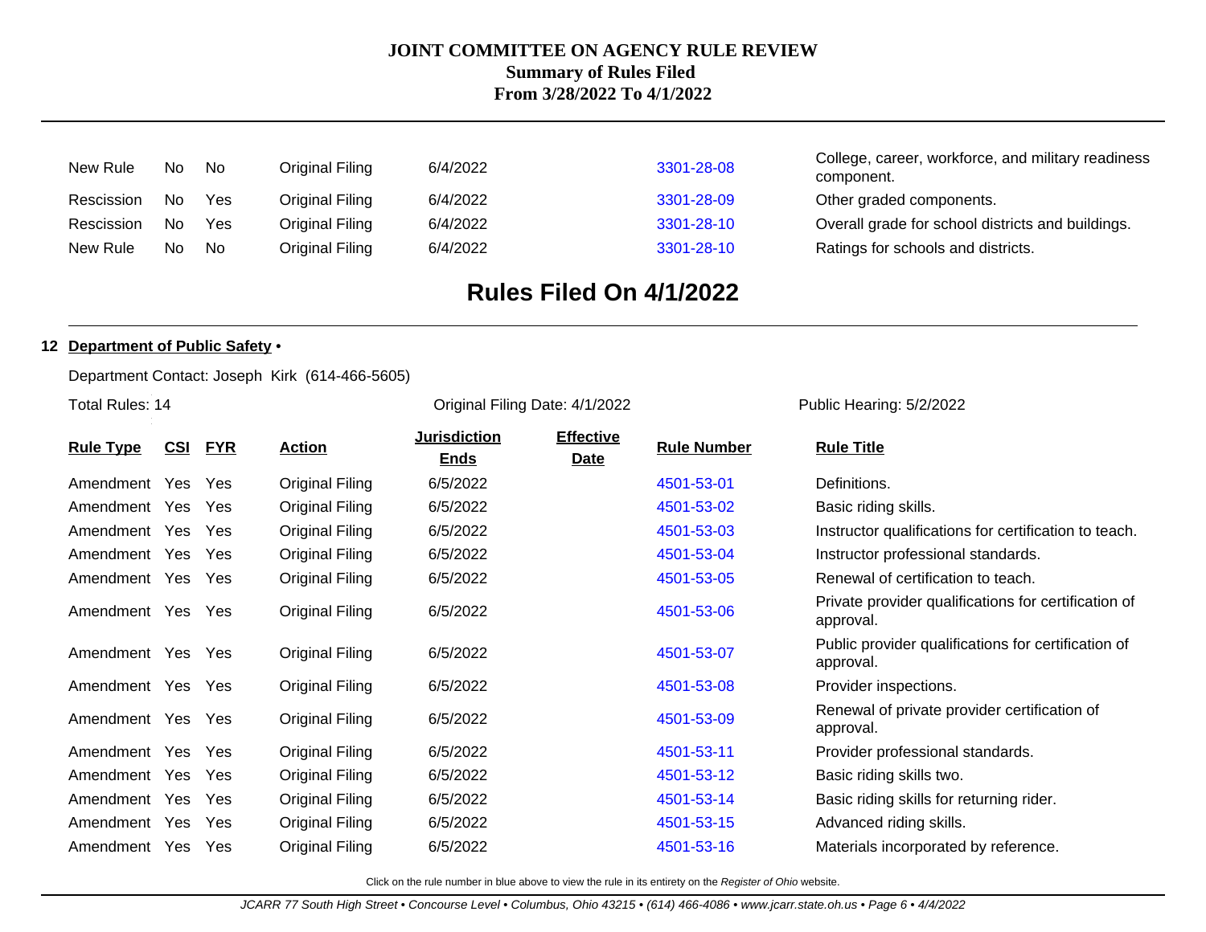| Rule Type | CSI | FYR | Action | Jurisdiction Ends | Effective Date | Rule Number | Rule Title |
|---|---|---|---|---|---|---|---|
| New Rule | No | No | Original Filing | 6/4/2022 | | 3301-28-08 | College, career, workforce, and military readiness component. |
| Rescission | No | Yes | Original Filing | 6/4/2022 | | 3301-28-09 | Other graded components. |
| Rescission | No | Yes | Original Filing | 6/4/2022 | | 3301-28-10 | Overall grade for school districts and buildings. |
| New Rule | No | No | Original Filing | 6/4/2022 | | 3301-28-10 | Ratings for schools and districts. |

## Rules Filed On 4/1/2022

**12 Department of Public Safety** •

Department Contact: Joseph Kirk (614-466-5605)

Total Rules: 14 | Original Filing Date: 4/1/2022 | Public Hearing: 5/2/2022

| Rule Type | CSI | FYR | Action | Jurisdiction Ends | Effective Date | Rule Number | Rule Title |
|---|---|---|---|---|---|---|---|
| Amendment | Yes | Yes | Original Filing | 6/5/2022 | | 4501-53-01 | Definitions. |
| Amendment | Yes | Yes | Original Filing | 6/5/2022 | | 4501-53-02 | Basic riding skills. |
| Amendment | Yes | Yes | Original Filing | 6/5/2022 | | 4501-53-03 | Instructor qualifications for certification to teach. |
| Amendment | Yes | Yes | Original Filing | 6/5/2022 | | 4501-53-04 | Instructor professional standards. |
| Amendment | Yes | Yes | Original Filing | 6/5/2022 | | 4501-53-05 | Renewal of certification to teach. |
| Amendment | Yes | Yes | Original Filing | 6/5/2022 | | 4501-53-06 | Private provider qualifications for certification of approval. |
| Amendment | Yes | Yes | Original Filing | 6/5/2022 | | 4501-53-07 | Public provider qualifications for certification of approval. |
| Amendment | Yes | Yes | Original Filing | 6/5/2022 | | 4501-53-08 | Provider inspections. |
| Amendment | Yes | Yes | Original Filing | 6/5/2022 | | 4501-53-09 | Renewal of private provider certification of approval. |
| Amendment | Yes | Yes | Original Filing | 6/5/2022 | | 4501-53-11 | Provider professional standards. |
| Amendment | Yes | Yes | Original Filing | 6/5/2022 | | 4501-53-12 | Basic riding skills two. |
| Amendment | Yes | Yes | Original Filing | 6/5/2022 | | 4501-53-14 | Basic riding skills for returning rider. |
| Amendment | Yes | Yes | Original Filing | 6/5/2022 | | 4501-53-15 | Advanced riding skills. |
| Amendment | Yes | Yes | Original Filing | 6/5/2022 | | 4501-53-16 | Materials incorporated by reference. |

Click on the rule number in blue above to view the rule in its entirety on the *Register of Ohio* website.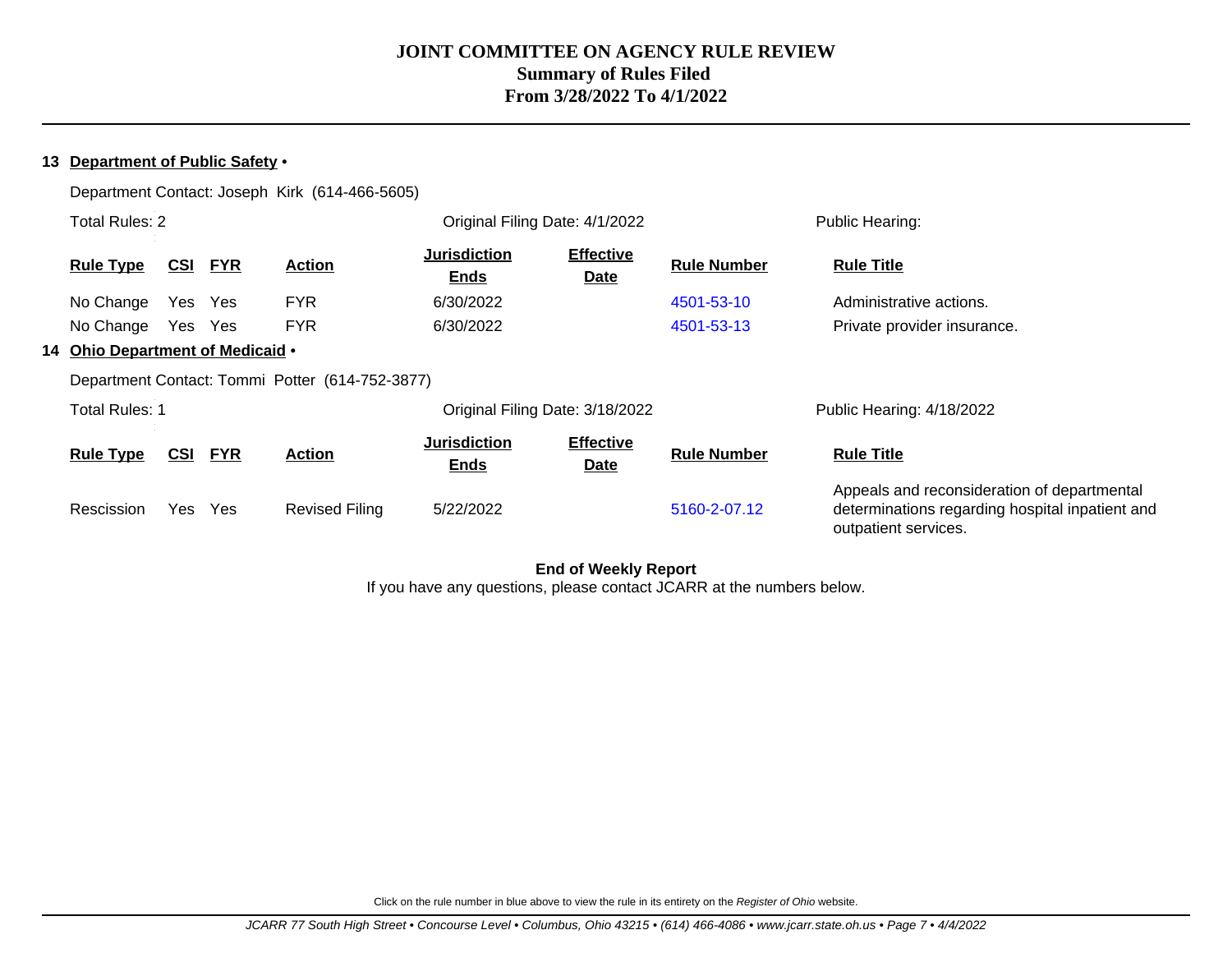# JOINT COMMITTEE ON AGENCY RULE REVIEW
## Summary of Rules Filed
## From 3/28/2022 To 4/1/2022

### 13 Department of Public Safety •

Department Contact: Joseph Kirk (614-466-5605)

Total Rules: 2 | Original Filing Date: 4/1/2022 | Public Hearing:

| Rule Type | CSI | FYR | Action | Jurisdiction Ends | Effective Date | Rule Number | Rule Title |
|---|---|---|---|---|---|---|---|
| No Change | Yes | Yes | FYR | 6/30/2022 | | 4501-53-10 | Administrative actions. |
| No Change | Yes | Yes | FYR | 6/30/2022 | | 4501-53-13 | Private provider insurance. |

### 14 Ohio Department of Medicaid •

Department Contact: Tommi Potter (614-752-3877)

Total Rules: 1 | Original Filing Date: 3/18/2022 | Public Hearing: 4/18/2022

| Rule Type | CSI | FYR | Action | Jurisdiction Ends | Effective Date | Rule Number | Rule Title |
|---|---|---|---|---|---|---|---|
| Rescission | Yes | Yes | Revised Filing | 5/22/2022 | | 5160-2-07.12 | Appeals and reconsideration of departmental determinations regarding hospital inpatient and outpatient services. |

**End of Weekly Report**

If you have any questions, please contact JCARR at the numbers below.

Click on the rule number in blue above to view the rule in its entirety on the *Register of Ohio* website.

*JCARR 77 South High Street • Concourse Level • Columbus, Ohio 43215 • (614) 466-4086 • www.jcarr.state.oh.us*